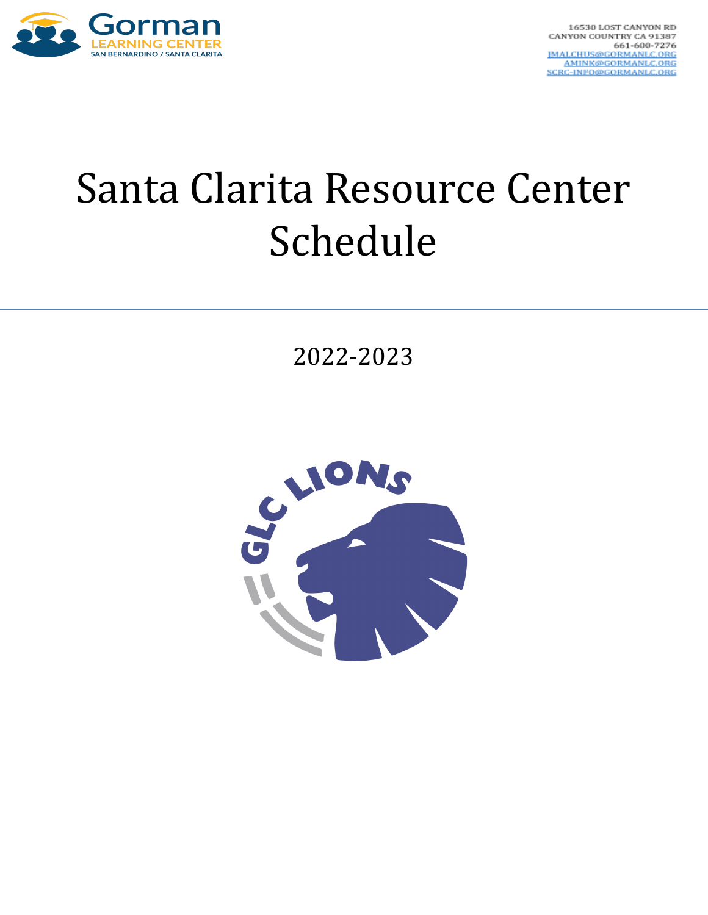16530 LOST CANYON RD
CANYON COUNTRY CA 91387
661-600-7276
JMALCHUS@GORMANLC.ORG
AMINK@GORMANLC.ORG
SCRC-INFO@GORMANLC.ORG

# Santa Clarita Resource Center Schedule

2022-2023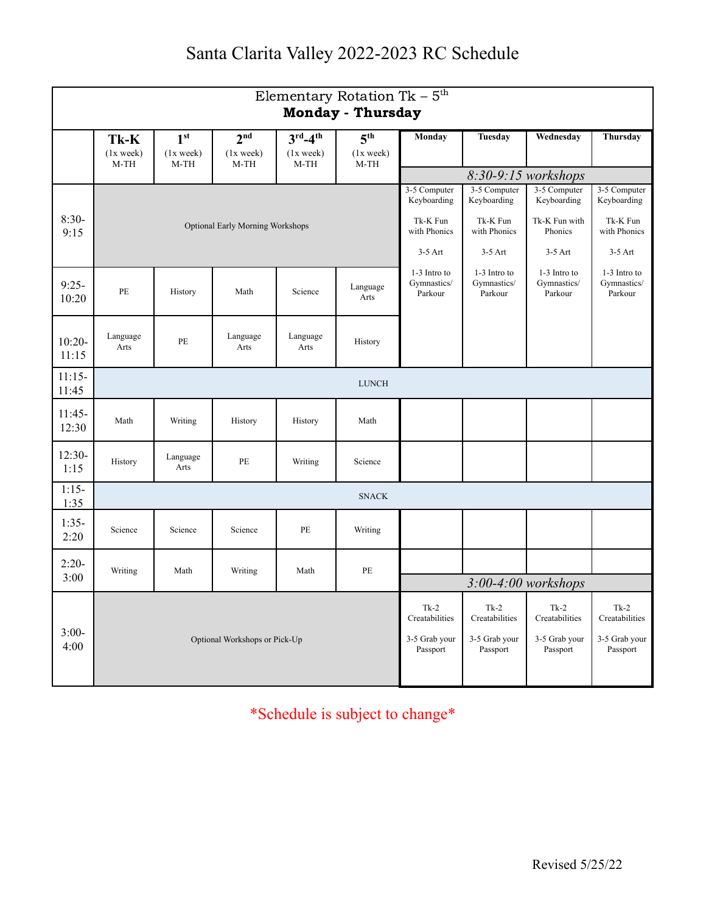# Santa Clarita Valley 2022-2023 RC Schedule

| Elementary Rotation Tk – 5th **Monday - Thursday** | | | | | | | | | |
|---|---|---|---|---|---|---|---|---|---|
| | **Tk-K** (1x week) M-TH | **1st** (1x week) M-TH | **2nd** (1x week) M-TH | **3rd-4th** (1x week) M-TH | **5th** (1x week) M-TH | **Monday** | **Tuesday** | **Wednesday** | **Thursday** |
| | | | | | | *8:30-9:15 workshops* | | | |
| 8:30-9:15 | Optional Early Morning Workshops | | | | | 3-5 Computer Keyboarding<br><br>Tk-K Fun with Phonics<br><br>3-5 Art<br><br>1-3 Intro to Gymnastics/ Parkour | 3-5 Computer Keyboarding<br><br>Tk-K Fun with Phonics<br><br>3-5 Art<br><br>1-3 Intro to Gymnastics/ Parkour | 3-5 Computer Keyboarding<br><br>Tk-K Fun with Phonics<br><br>3-5 Art<br><br>1-3 Intro to Gymnastics/ Parkour | 3-5 Computer Keyboarding<br><br>Tk-K Fun with Phonics<br><br>3-5 Art<br><br>1-3 Intro to Gymnastics/ Parkour |
| 9:25-10:20 | PE | History | Math | Science | Language Arts | | | | |
| 10:20-11:15 | Language Arts | PE | Language Arts | Language Arts | History | | | | |
| 11:15-11:45 | LUNCH | | | | | | | | |
| 11:45-12:30 | Math | Writing | History | History | Math | | | | |
| 12:30-1:15 | History | Language Arts | PE | Writing | Science | | | | |
| 1:15-1:35 | SNACK | | | | | | | | |
| 1:35-2:20 | Science | Science | Science | PE | Writing | | | | |
| 2:20-3:00 | Writing | Math | Writing | Math | PE | | | | |
| | | | | | | *3:00-4:00 workshops* | | | |
| 3:00-4:00 | Optional Workshops or Pick-Up | | | | | Tk-2 Creatabilities<br><br>3-5 Grab your Passport | Tk-2 Creatabilities<br><br>3-5 Grab your Passport | Tk-2 Creatabilities<br><br>3-5 Grab your Passport | Tk-2 Creatabilities<br><br>3-5 Grab your Passport |

*Schedule is subject to change*

Revised 5/25/22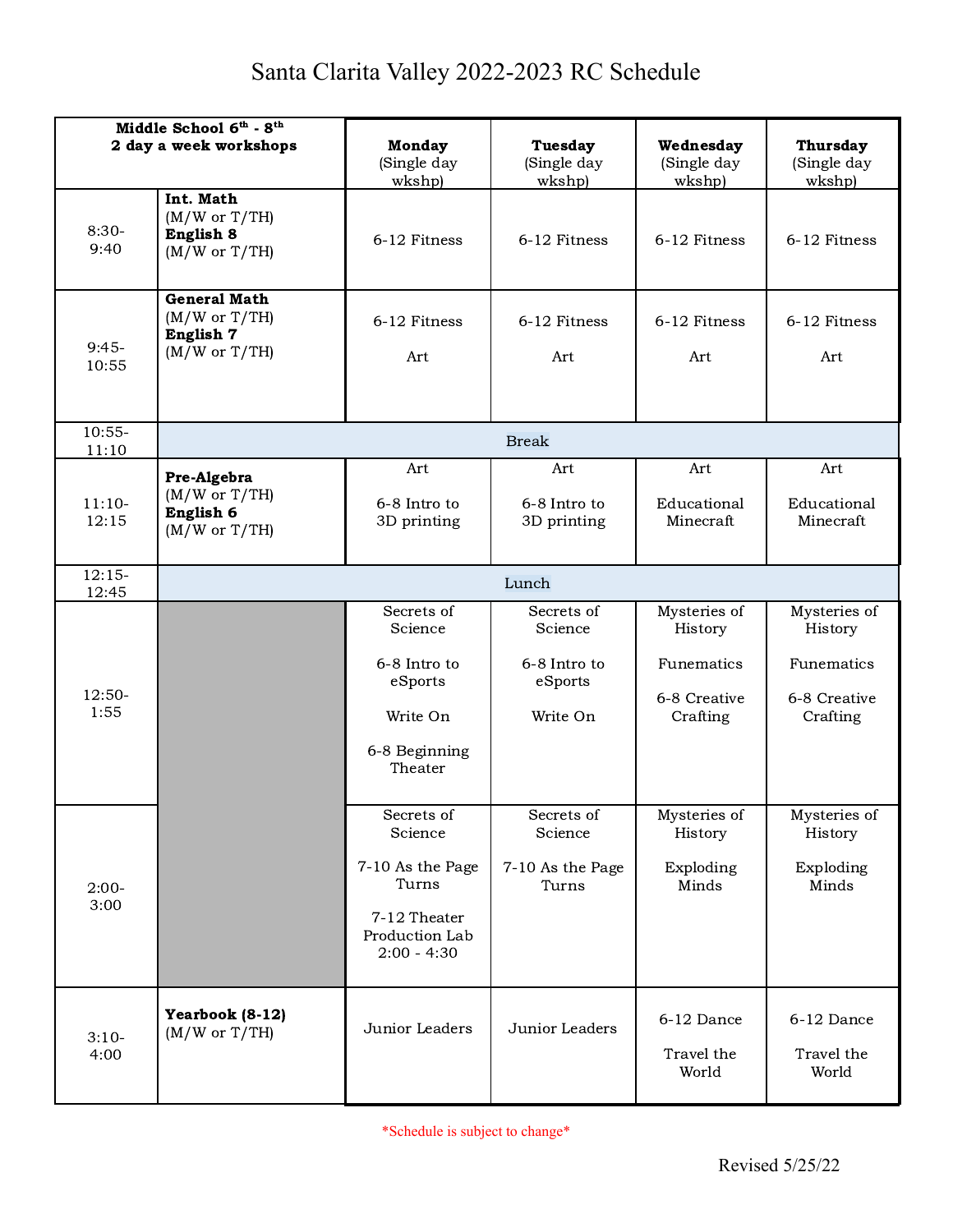# Santa Clarita Valley 2022-2023 RC Schedule

| Middle School 6th - 8th 2 day a week workshops | | Monday (Single day wkshp) | Tuesday (Single day wkshp) | Wednesday (Single day wkshp) | Thursday (Single day wkshp) |
|---|---|---|---|---|---|
| 8:30-9:40 | **Int. Math** (M/W or T/TH) **English 8** (M/W or T/TH) | 6-12 Fitness | 6-12 Fitness | 6-12 Fitness | 6-12 Fitness |
| 9:45-10:55 | **General Math** (M/W or T/TH) **English 7** (M/W or T/TH) | 6-12 Fitness<br>Art | 6-12 Fitness<br>Art | 6-12 Fitness<br>Art | 6-12 Fitness<br>Art |
| 10:55-11:10 | Break | | | | |
| 11:10-12:15 | **Pre-Algebra** (M/W or T/TH) **English 6** (M/W or T/TH) | Art<br>6-8 Intro to 3D printing | Art<br>6-8 Intro to 3D printing | Art<br>Educational Minecraft | Art<br>Educational Minecraft |
| 12:15-12:45 | Lunch | | | | |
| 12:50-1:55 | | Secrets of Science<br>6-8 Intro to eSports<br>Write On<br>6-8 Beginning Theater | Secrets of Science<br>6-8 Intro to eSports<br>Write On | Mysteries of History<br>Funematics<br>6-8 Creative Crafting | Mysteries of History<br>Funematics<br>6-8 Creative Crafting |
| 2:00-3:00 | | Secrets of Science<br>7-10 As the Page Turns<br>7-12 Theater Production Lab 2:00 - 4:30 | Secrets of Science<br>7-10 As the Page Turns | Mysteries of History<br>Exploding Minds | Mysteries of History<br>Exploding Minds |
| 3:10-4:00 | **Yearbook (8-12)** (M/W or T/TH) | Junior Leaders | Junior Leaders | 6-12 Dance<br>Travel the World | 6-12 Dance<br>Travel the World |

*Schedule is subject to change*

Revised 5/25/22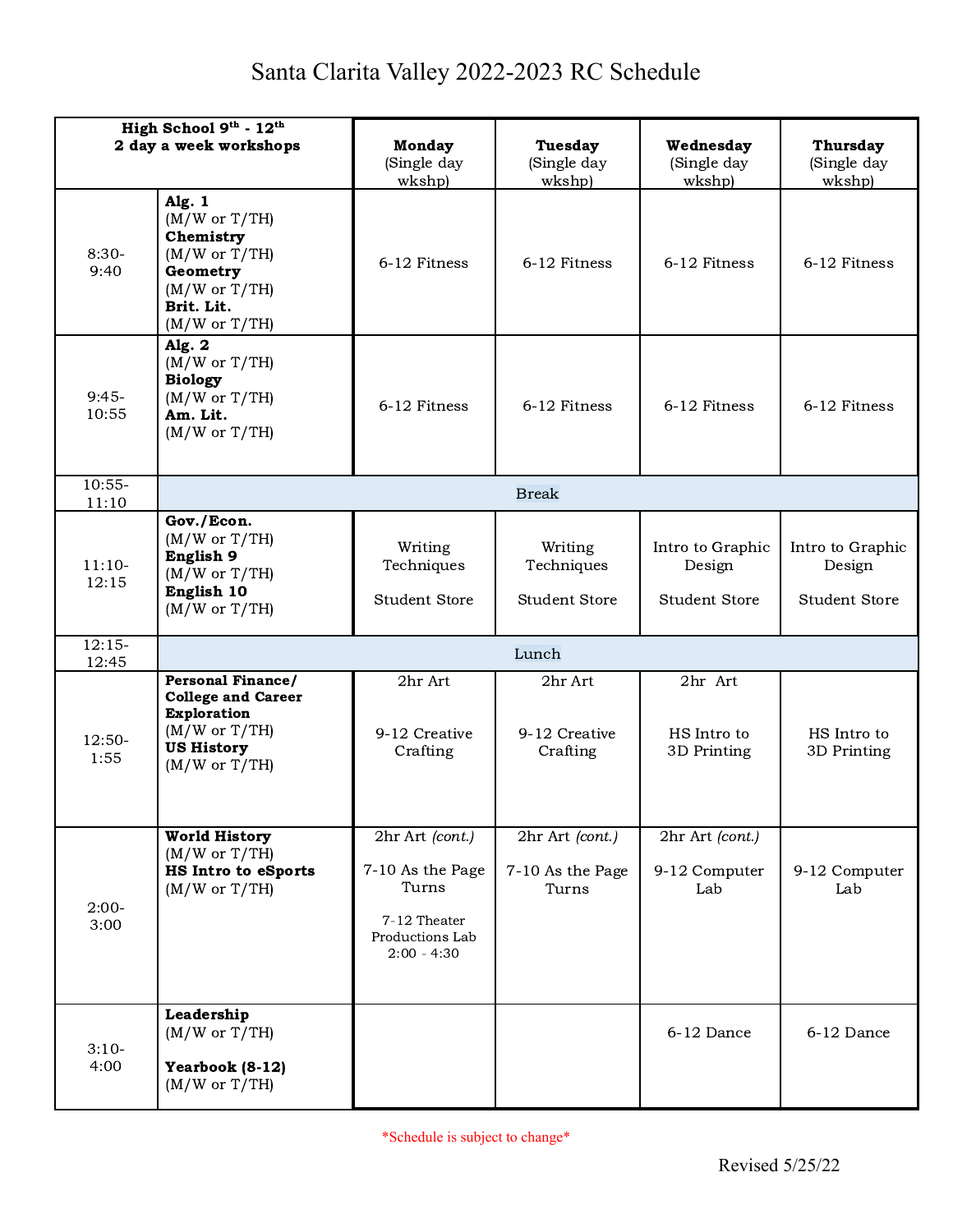# Santa Clarita Valley 2022-2023 RC Schedule

| **High School 9th - 12th 2 day a week workshops** | | **Monday** (Single day wkshp) | **Tuesday** (Single day wkshp) | **Wednesday** (Single day wkshp) | **Thursday** (Single day wkshp) |
|---|---|---|---|---|---|
| 8:30-9:40 | **Alg. 1** (M/W or T/TH) **Chemistry** (M/W or T/TH) **Geometry** (M/W or T/TH) **Brit. Lit.** (M/W or T/TH) | 6-12 Fitness | 6-12 Fitness | 6-12 Fitness | 6-12 Fitness |
| 9:45-10:55 | **Alg. 2** (M/W or T/TH) **Biology** (M/W or T/TH) **Am. Lit.** (M/W or T/TH) | 6-12 Fitness | 6-12 Fitness | 6-12 Fitness | 6-12 Fitness |
| 10:55-11:10 | Break | | | | |
| 11:10-12:15 | **Gov./Econ.** (M/W or T/TH) **English 9** (M/W or T/TH) **English 10** (M/W or T/TH) | Writing Techniques<br>Student Store | Writing Techniques<br>Student Store | Intro to Graphic Design<br>Student Store | Intro to Graphic Design<br>Student Store |
| 12:15-12:45 | Lunch | | | | |
| 12:50-1:55 | **Personal Finance/ College and Career Exploration** (M/W or T/TH) **US History** (M/W or T/TH) | 2hr Art<br>9-12 Creative Crafting | 2hr Art<br>9-12 Creative Crafting | 2hr Art<br>HS Intro to 3D Printing | HS Intro to 3D Printing |
| 2:00-3:00 | **World History** (M/W or T/TH) **HS Intro to eSports** (M/W or T/TH) | 2hr Art *(cont.)*<br>7-10 As the Page Turns<br>7-12 Theater Productions Lab 2:00 - 4:30 | 2hr Art *(cont.)*<br>7-10 As the Page Turns | 2hr Art *(cont.)*<br>9-12 Computer Lab | 9-12 Computer Lab |
| 3:10-4:00 | **Leadership** (M/W or T/TH)<br>**Yearbook (8-12)** (M/W or T/TH) | | | 6-12 Dance | 6-12 Dance |

*Schedule is subject to change*

Revised 5/25/22